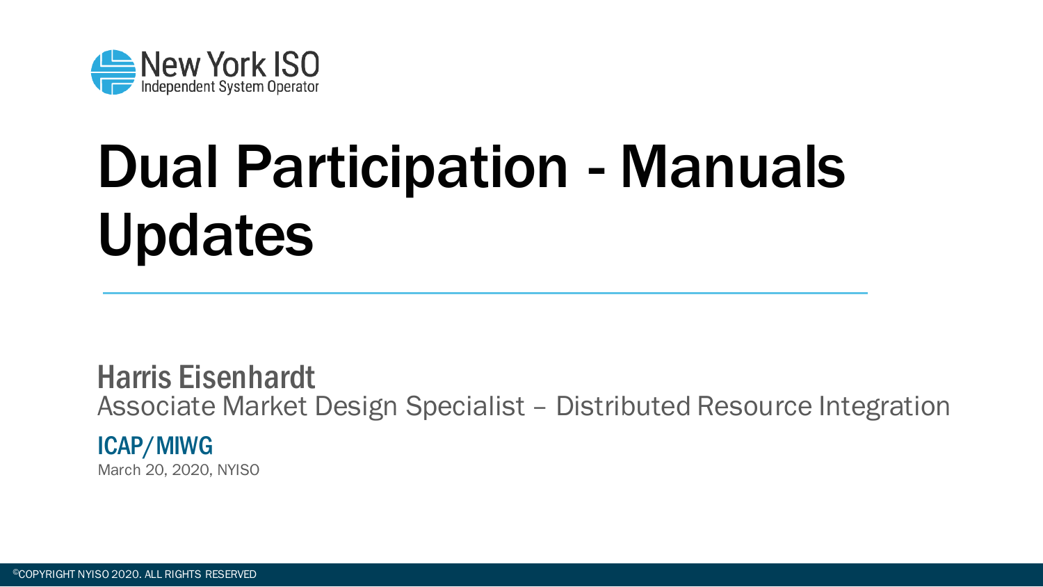New York ISO
Independent System Operator

# Dual Participation - Manuals Updates

**Harris Eisenhardt**
Associate Market Design Specialist – Distributed Resource Integration

**ICAP/MIWG**
March 20, 2020, NYISO

©COPYRIGHT NYISO 2020. ALL RIGHTS RESERVED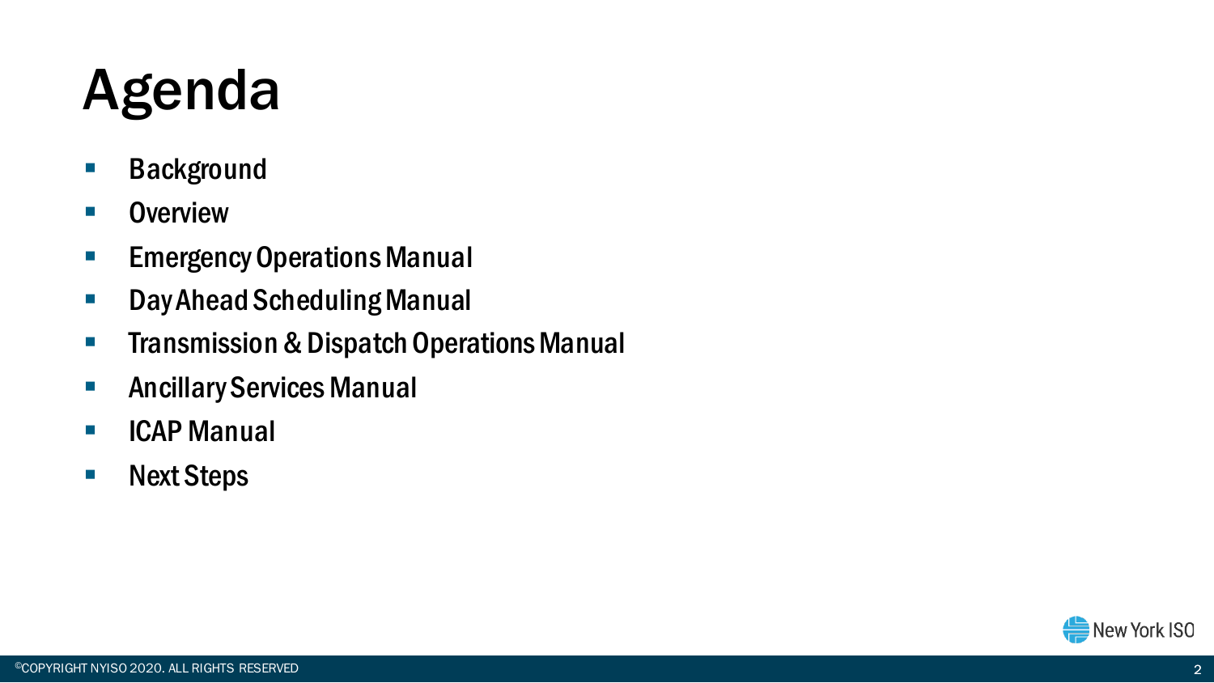# Agenda

- Background
- Overview
- Emergency Operations Manual
- Day Ahead Scheduling Manual
- Transmission & Dispatch Operations Manual
- Ancillary Services Manual
- ICAP Manual
- Next Steps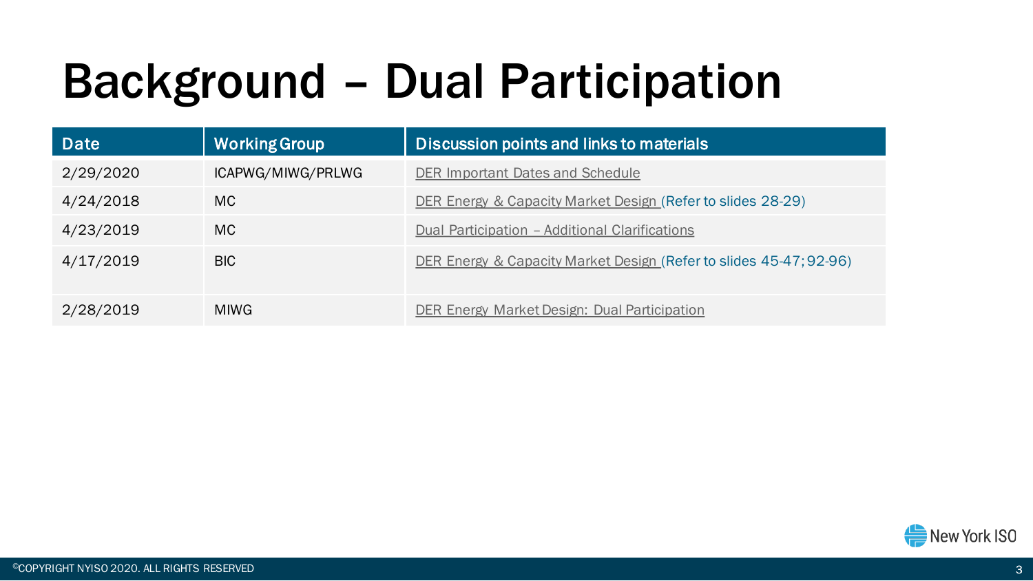# Background – Dual Participation

| Date | Working Group | Discussion points and links to materials |
|---|---|---|
| 2/29/2020 | ICAPWG/MIWG/PRLWG | DER Important Dates and Schedule |
| 4/24/2018 | MC | DER Energy & Capacity Market Design (Refer to slides 28-29) |
| 4/23/2019 | MC | Dual Participation – Additional Clarifications |
| 4/17/2019 | BIC | DER Energy & Capacity Market Design (Refer to slides 45-47; 92-96) |
| 2/28/2019 | MIWG | DER Energy Market Design: Dual Participation |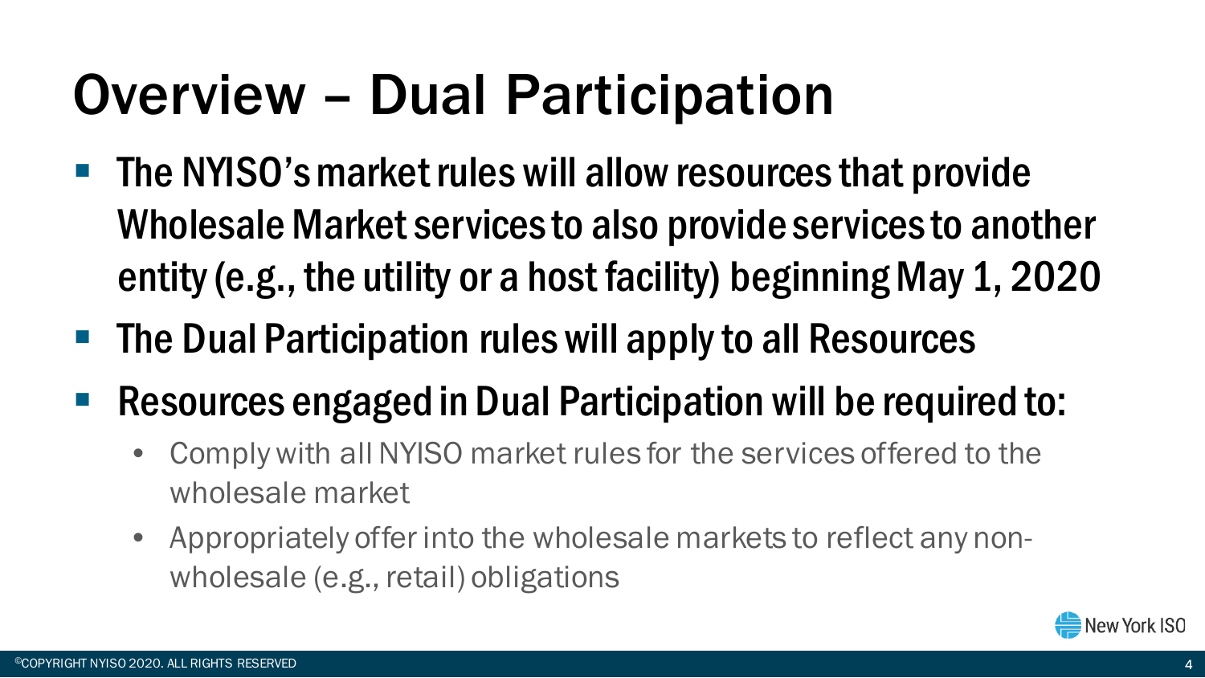# Overview – Dual Participation

- The NYISO's market rules will allow resources that provide Wholesale Market services to also provide services to another entity (e.g., the utility or a host facility) beginning May 1, 2020
- The Dual Participation rules will apply to all Resources
- Resources engaged in Dual Participation will be required to:
  - Comply with all NYISO market rules for the services offered to the wholesale market
  - Appropriately offer into the wholesale markets to reflect any non-wholesale (e.g., retail) obligations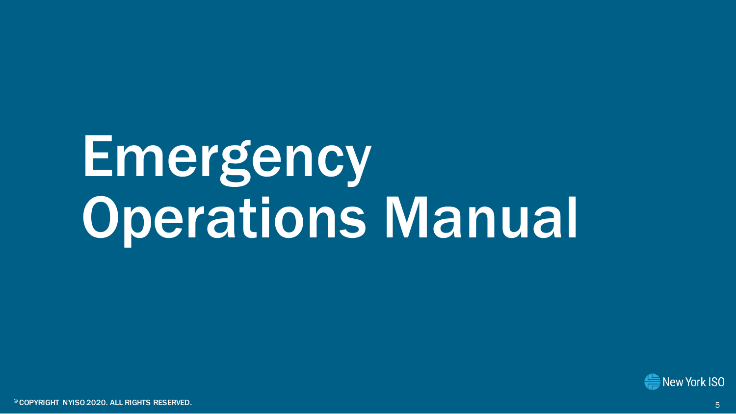# Emergency Operations Manual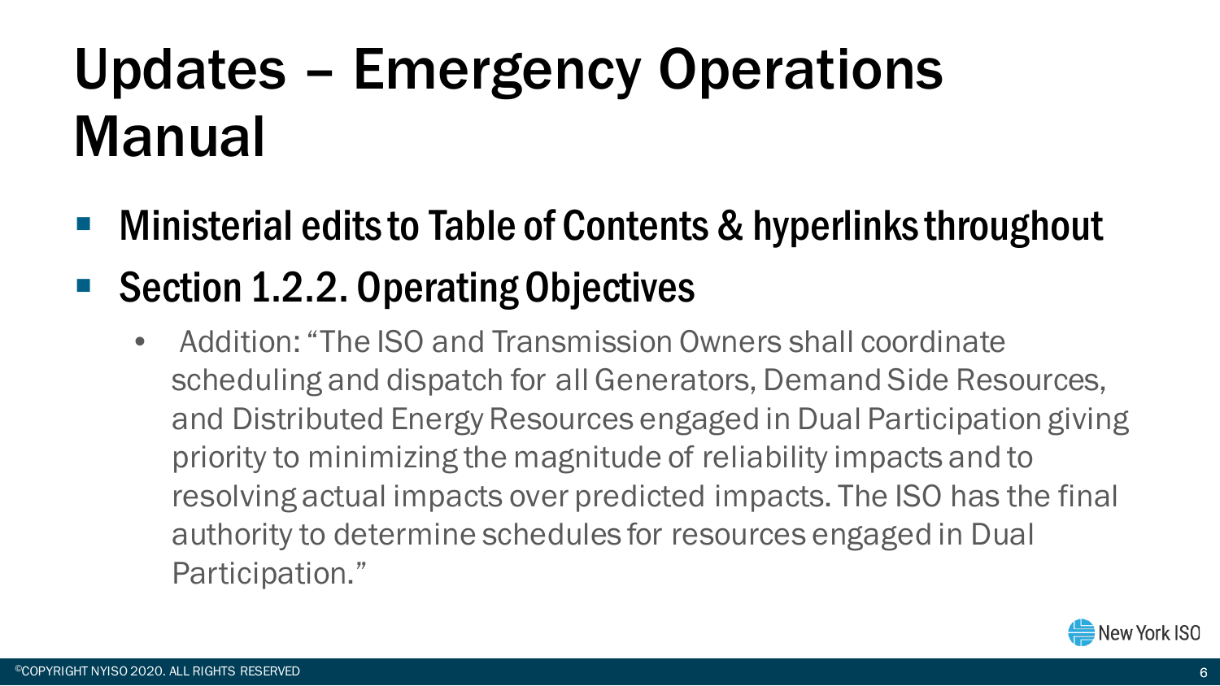# Updates – Emergency Operations Manual

- Ministerial edits to Table of Contents & hyperlinks throughout
- Section 1.2.2. Operating Objectives
  - Addition: "The ISO and Transmission Owners shall coordinate scheduling and dispatch for all Generators, Demand Side Resources, and Distributed Energy Resources engaged in Dual Participation giving priority to minimizing the magnitude of reliability impacts and to resolving actual impacts over predicted impacts. The ISO has the final authority to determine schedules for resources engaged in Dual Participation."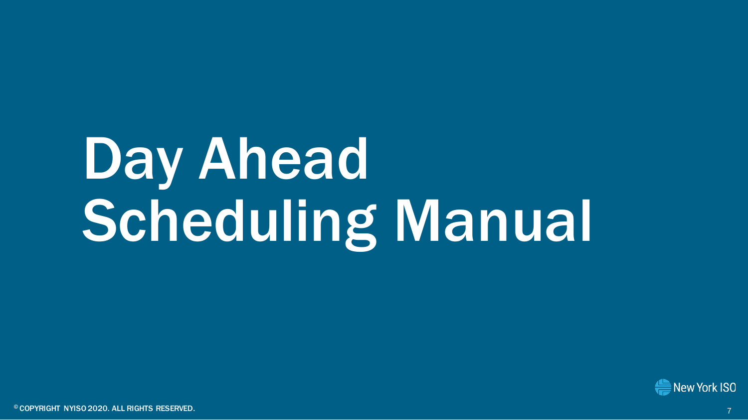# Day Ahead Scheduling Manual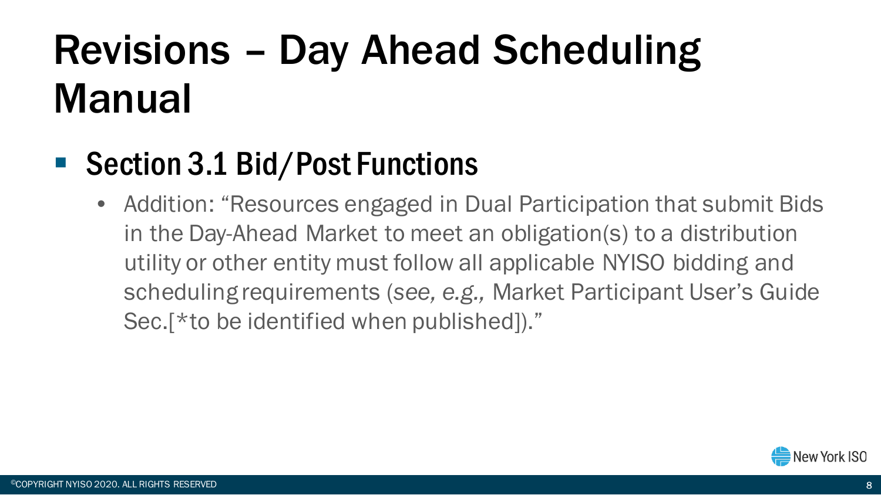# Revisions – Day Ahead Scheduling Manual

- ## Section 3.1 Bid/Post Functions
  - Addition: "Resources engaged in Dual Participation that submit Bids in the Day-Ahead Market to meet an obligation(s) to a distribution utility or other entity must follow all applicable NYISO bidding and scheduling requirements (*see, e.g.,* Market Participant User's Guide Sec.[*to be identified when published])."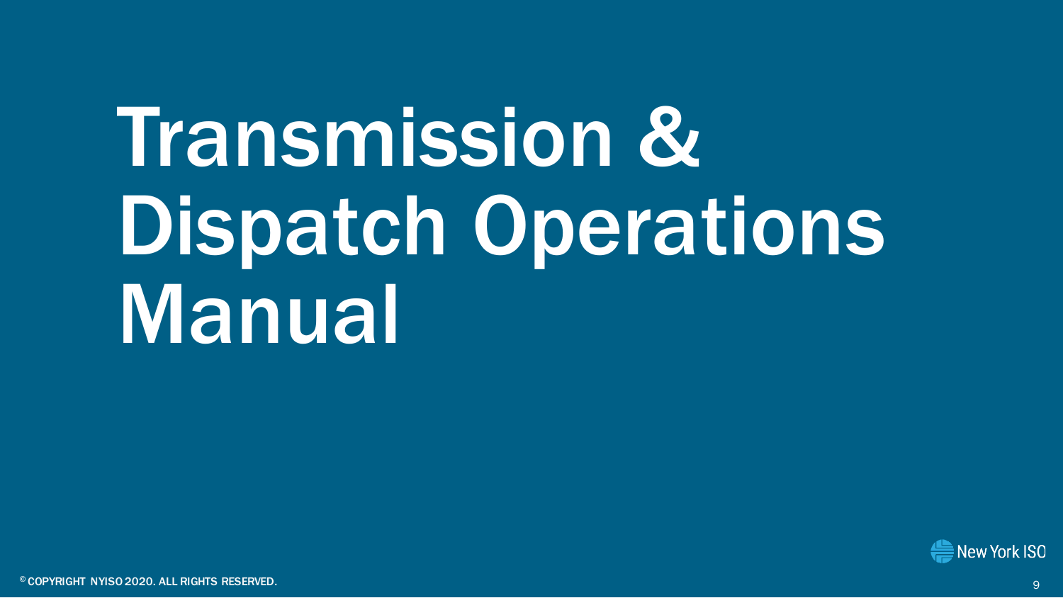# Transmission & Dispatch Operations Manual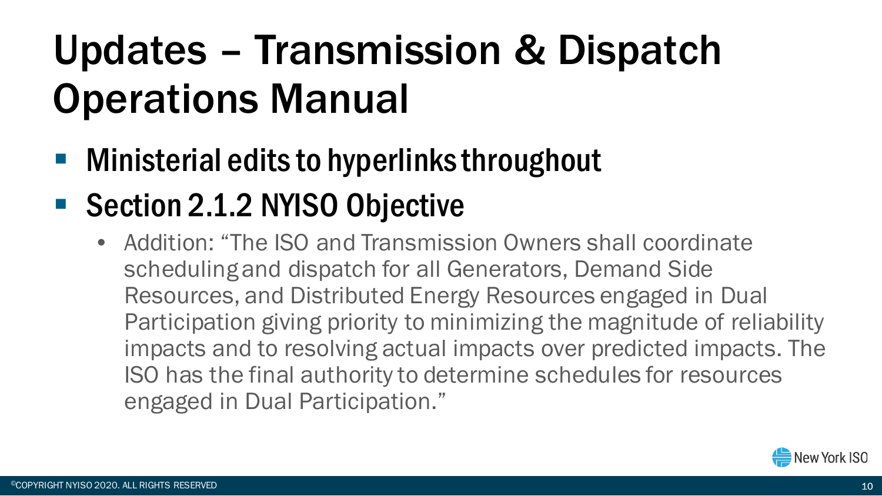# Updates – Transmission & Dispatch Operations Manual

- **Ministerial edits to hyperlinks throughout**
- **Section 2.1.2 NYISO Objective**
  - Addition: "The ISO and Transmission Owners shall coordinate scheduling and dispatch for all Generators, Demand Side Resources, and Distributed Energy Resources engaged in Dual Participation giving priority to minimizing the magnitude of reliability impacts and to resolving actual impacts over predicted impacts. The ISO has the final authority to determine schedules for resources engaged in Dual Participation."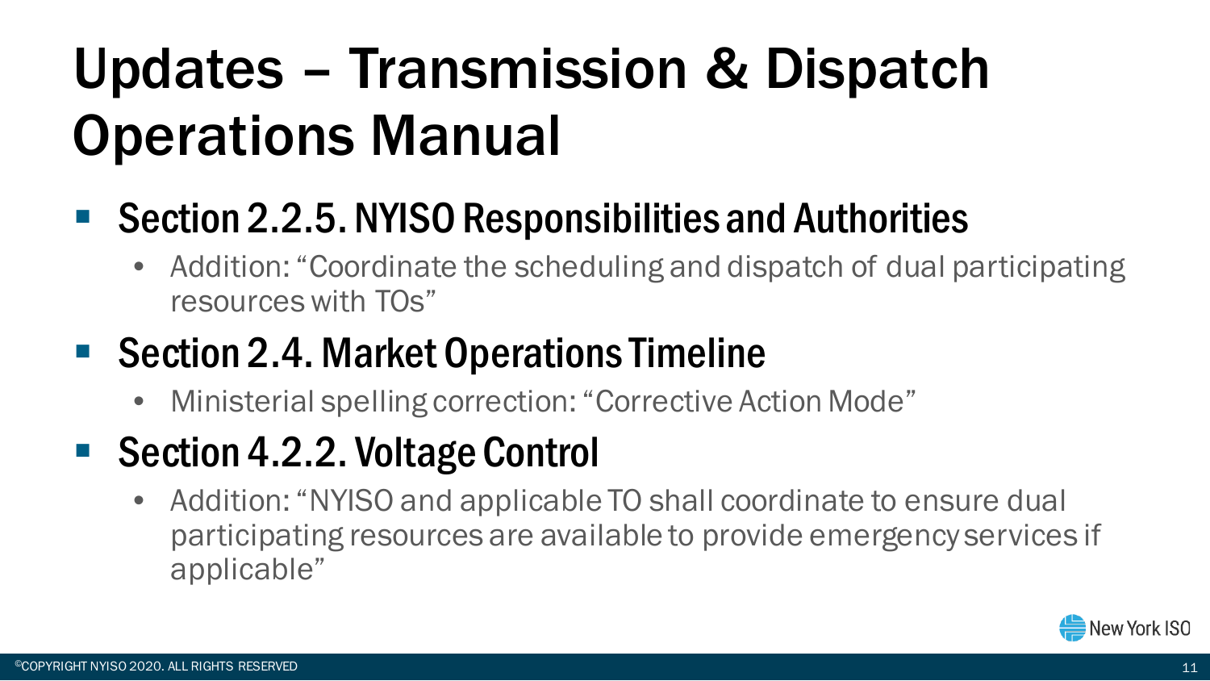# Updates – Transmission & Dispatch Operations Manual

- **Section 2.2.5. NYISO Responsibilities and Authorities**
  - Addition: "Coordinate the scheduling and dispatch of dual participating resources with TOs"
- **Section 2.4. Market Operations Timeline**
  - Ministerial spelling correction: "Corrective Action Mode"
- **Section 4.2.2. Voltage Control**
  - Addition: "NYISO and applicable TO shall coordinate to ensure dual participating resources are available to provide emergency services if applicable"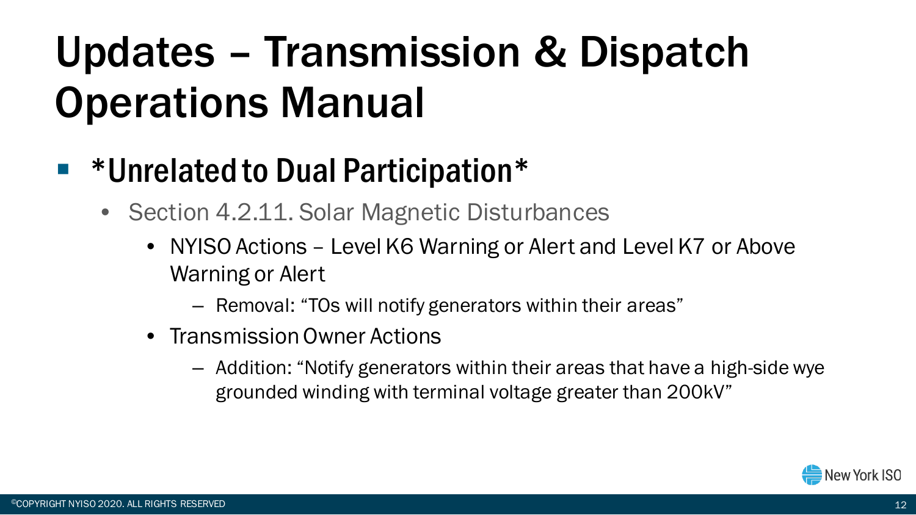# Updates – Transmission & Dispatch Operations Manual

- *Unrelated to Dual Participation*
  - Section 4.2.11. Solar Magnetic Disturbances
    - NYISO Actions – Level K6 Warning or Alert and Level K7 or Above Warning or Alert
      - Removal: "TOs will notify generators within their areas"
    - Transmission Owner Actions
      - Addition: "Notify generators within their areas that have a high-side wye grounded winding with terminal voltage greater than 200kV"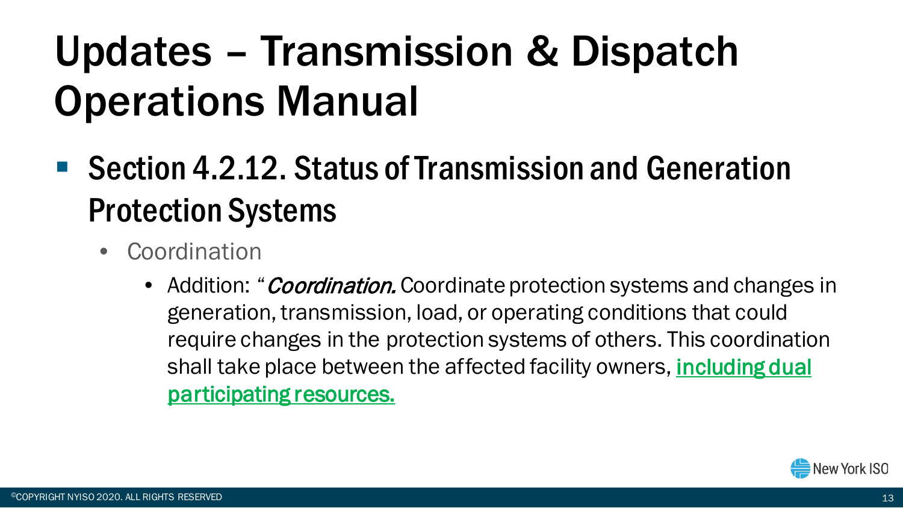# Updates – Transmission & Dispatch Operations Manual

- **Section 4.2.12. Status of Transmission and Generation Protection Systems**
  - Coordination
    - Addition: "*Coordination.* Coordinate protection systems and changes in generation, transmission, load, or operating conditions that could require changes in the protection systems of others. This coordination shall take place between the affected facility owners, <u>including dual participating resources.</u>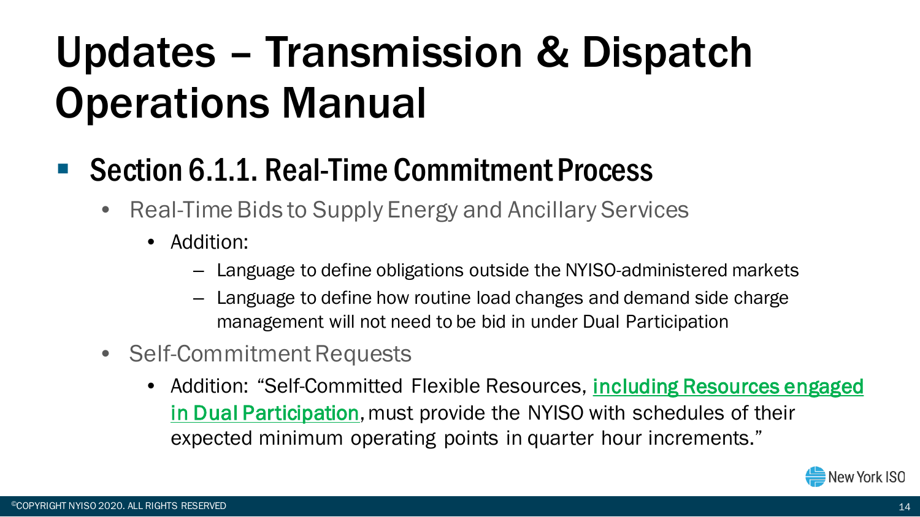# Updates – Transmission & Dispatch Operations Manual

- **Section 6.1.1. Real-Time Commitment Process**
  - Real-Time Bids to Supply Energy and Ancillary Services
    - Addition:
      - Language to define obligations outside the NYISO-administered markets
      - Language to define how routine load changes and demand side charge management will not need to be bid in under Dual Participation
  - Self-Commitment Requests
    - Addition: "Self-Committed Flexible Resources, including Resources engaged in Dual Participation, must provide the NYISO with schedules of their expected minimum operating points in quarter hour increments."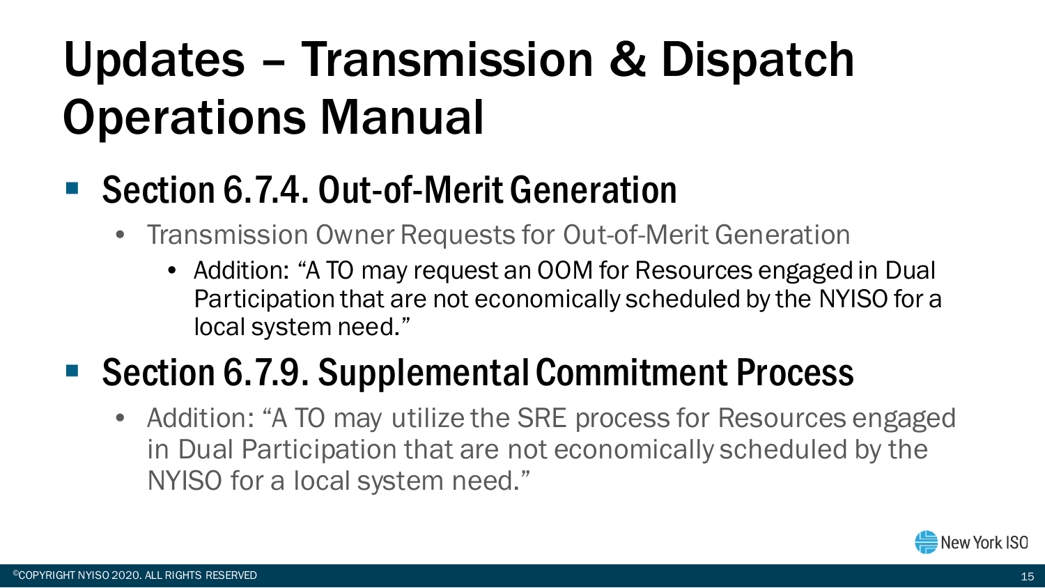# Updates – Transmission & Dispatch Operations Manual

- **Section 6.7.4. Out-of-Merit Generation**
  - Transmission Owner Requests for Out-of-Merit Generation
    - Addition: "A TO may request an OOM for Resources engaged in Dual Participation that are not economically scheduled by the NYISO for a local system need."
- **Section 6.7.9. Supplemental Commitment Process**
  - Addition: "A TO may utilize the SRE process for Resources engaged in Dual Participation that are not economically scheduled by the NYISO for a local system need."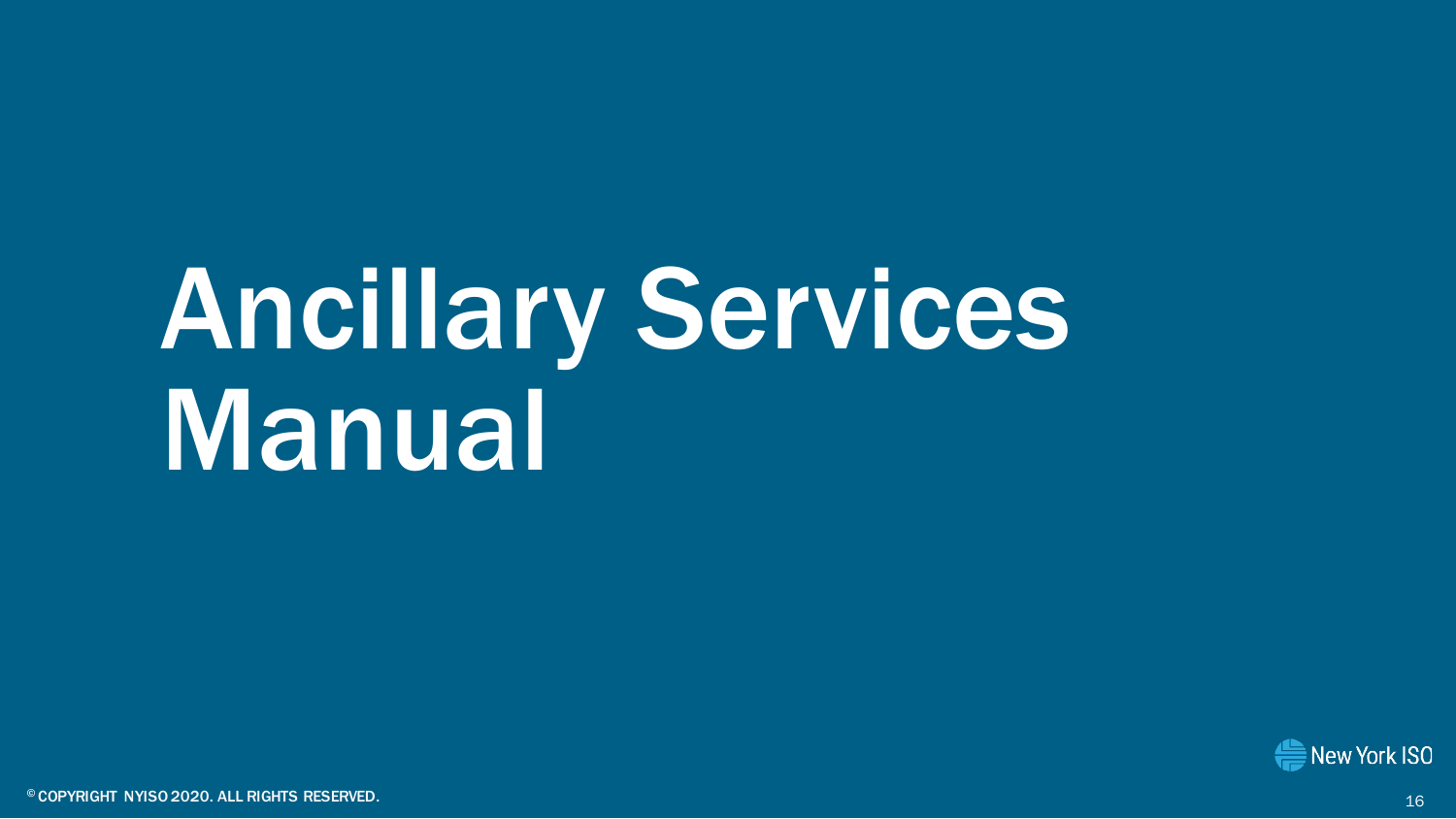# Ancillary Services Manual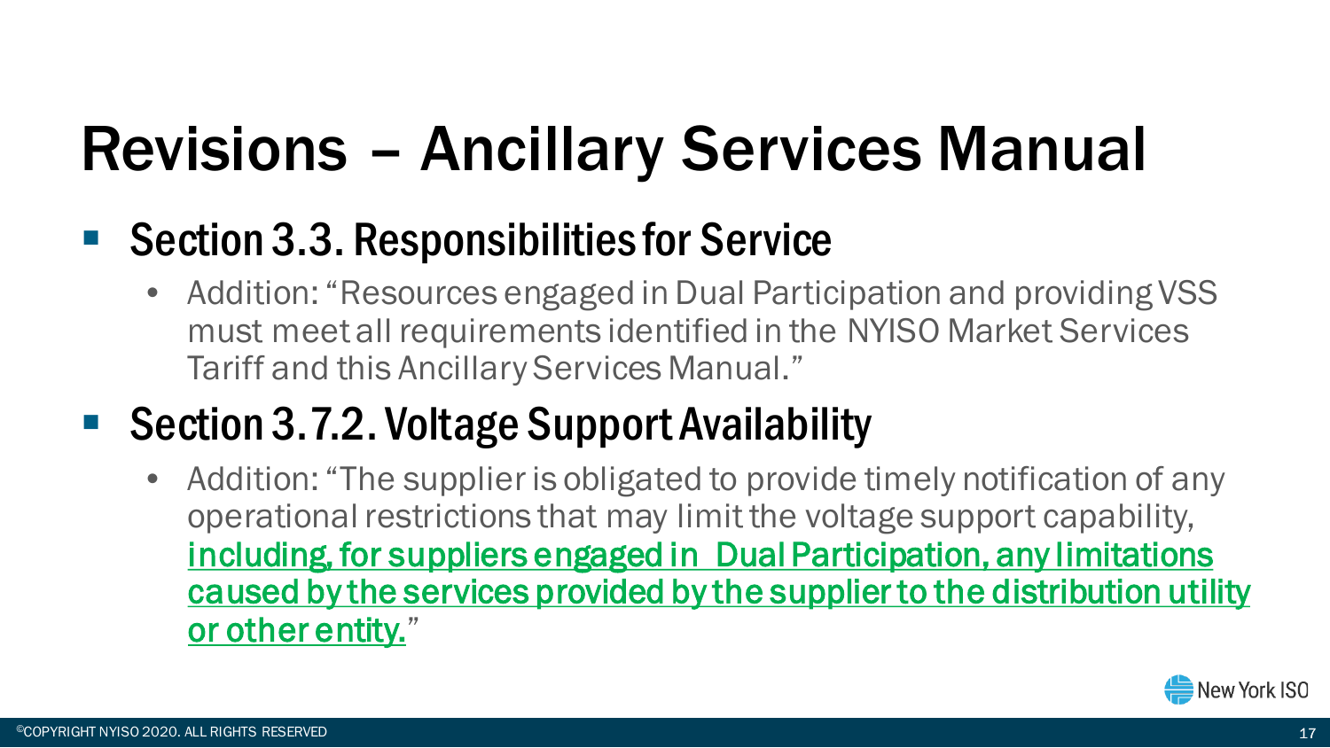# Revisions – Ancillary Services Manual

- **Section 3.3. Responsibilities for Service**
  - Addition: "Resources engaged in Dual Participation and providing VSS must meet all requirements identified in the NYISO Market Services Tariff and this Ancillary Services Manual."

- **Section 3.7.2. Voltage Support Availability**
  - Addition: "The supplier is obligated to provide timely notification of any operational restrictions that may limit the voltage support capability, <u>including, for suppliers engaged in Dual Participation, any limitations caused by the services provided by the supplier to the distribution utility or other entity.</u>"

©COPYRIGHT NYISO 2020. ALL RIGHTS RESERVED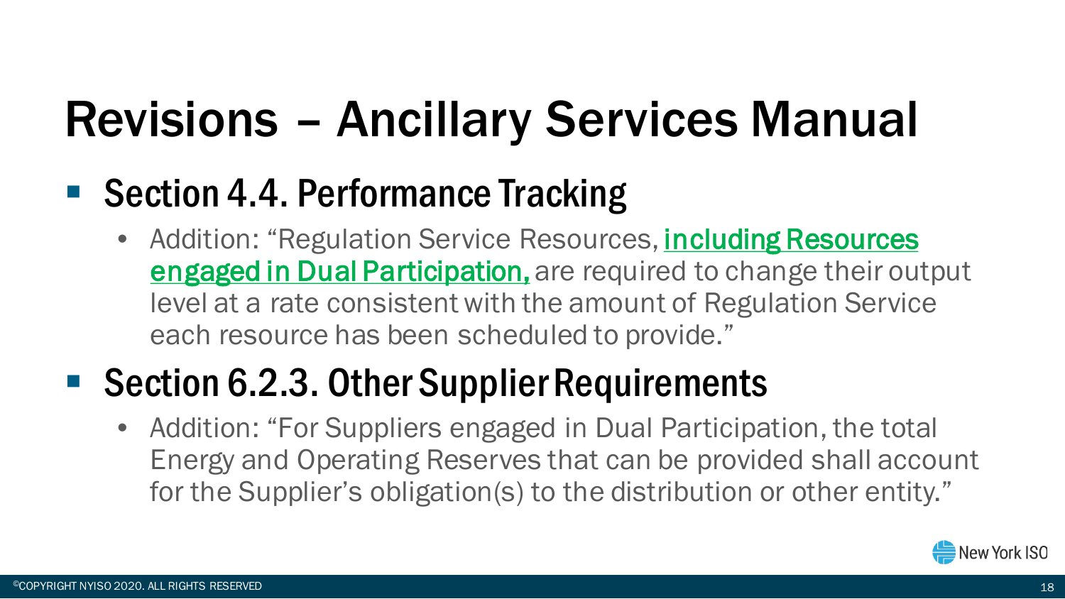# Revisions – Ancillary Services Manual

- ## Section 4.4. Performance Tracking
  - Addition: "Regulation Service Resources, <u>including Resources engaged in Dual Participation,</u> are required to change their output level at a rate consistent with the amount of Regulation Service each resource has been scheduled to provide."

- ## Section 6.2.3. Other Supplier Requirements
  - Addition: "For Suppliers engaged in Dual Participation, the total Energy and Operating Reserves that can be provided shall account for the Supplier's obligation(s) to the distribution or other entity."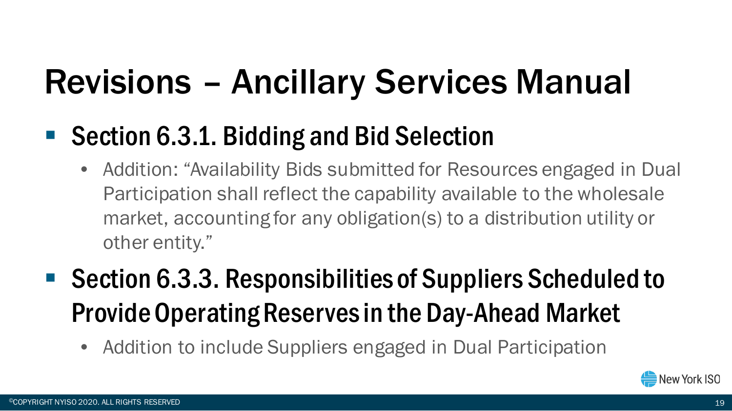# Revisions – Ancillary Services Manual

- **Section 6.3.1. Bidding and Bid Selection**
  - Addition: "Availability Bids submitted for Resources engaged in Dual Participation shall reflect the capability available to the wholesale market, accounting for any obligation(s) to a distribution utility or other entity."
- **Section 6.3.3. Responsibilities of Suppliers Scheduled to Provide Operating Reserves in the Day-Ahead Market**
  - Addition to include Suppliers engaged in Dual Participation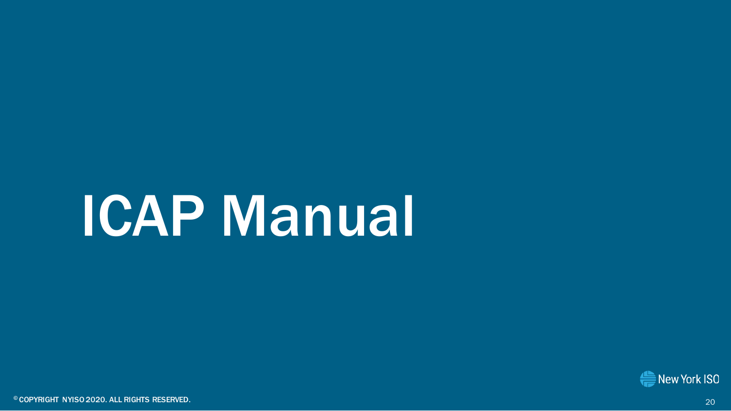# ICAP Manual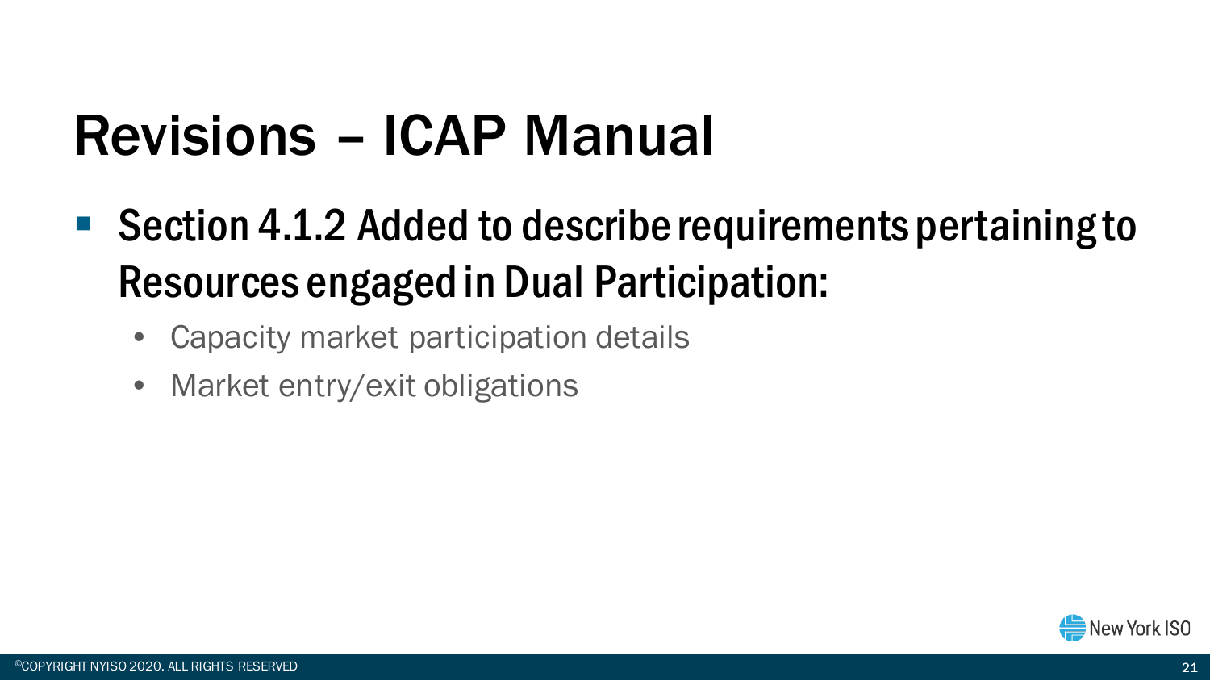# Revisions – ICAP Manual

- Section 4.1.2 Added to describe requirements pertaining to Resources engaged in Dual Participation:
  - Capacity market participation details
  - Market entry/exit obligations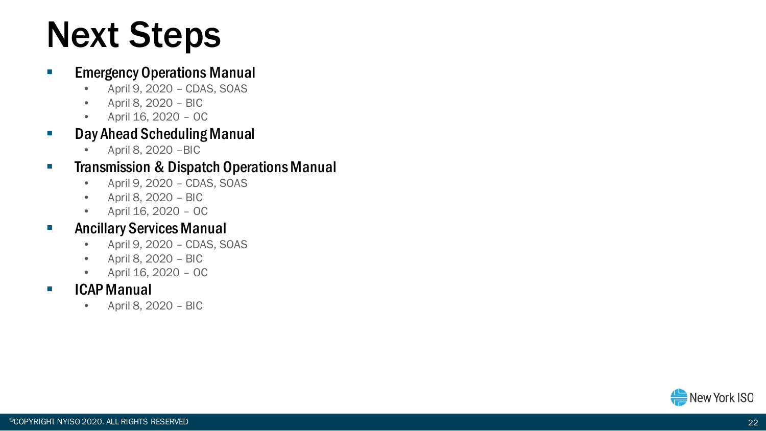# Next Steps

- Emergency Operations Manual
  - April 9, 2020 – CDAS, SOAS
  - April 8, 2020 – BIC
  - April 16, 2020 – OC
- Day Ahead Scheduling Manual
  - April 8, 2020 –BIC
- Transmission & Dispatch Operations Manual
  - April 9, 2020 – CDAS, SOAS
  - April 8, 2020 – BIC
  - April 16, 2020 – OC
- Ancillary Services Manual
  - April 9, 2020 – CDAS, SOAS
  - April 8, 2020 – BIC
  - April 16, 2020 – OC
- ICAP Manual
  - April 8, 2020 – BIC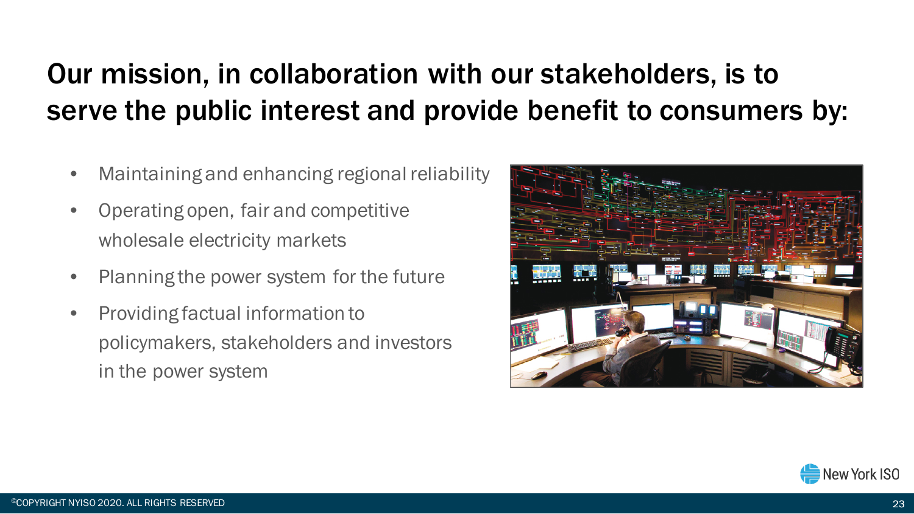# Our mission, in collaboration with our stakeholders, is to serve the public interest and provide benefit to consumers by:

- Maintaining and enhancing regional reliability
- Operating open, fair and competitive wholesale electricity markets
- Planning the power system for the future
- Providing factual information to policymakers, stakeholders and investors in the power system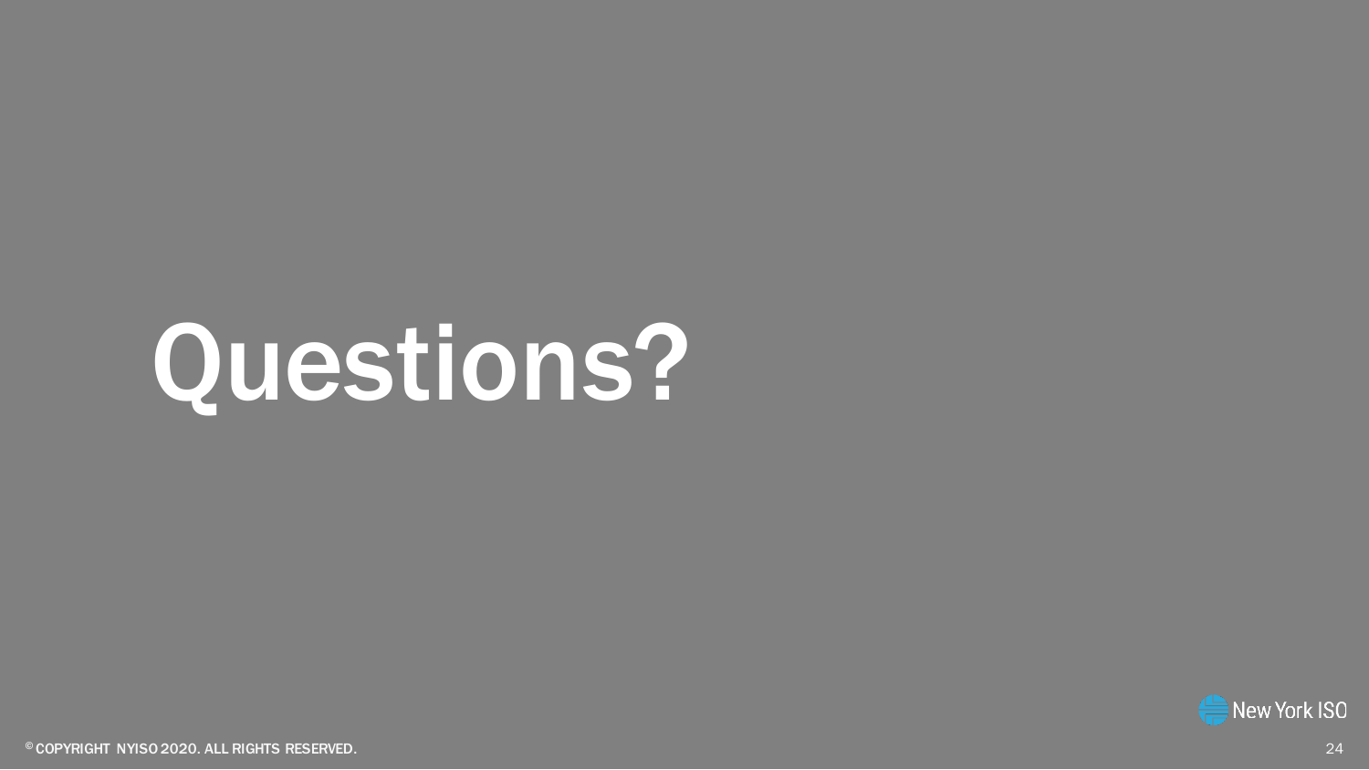# Questions?